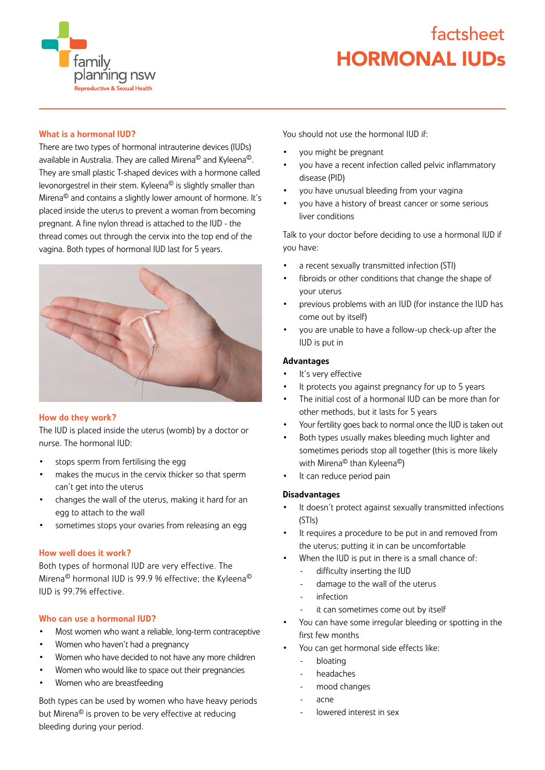family planning nsw
Reproductive & Sexual Health

# factsheet HORMONAL IUDs

## What is a hormonal IUD?

There are two types of hormonal intrauterine devices (IUDs) available in Australia. They are called Mirena© and Kyleena©. They are small plastic T-shaped devices with a hormone called levonorgestrel in their stem. Kyleena© is slightly smaller than Mirena© and contains a slightly lower amount of hormone. It's placed inside the uterus to prevent a woman from becoming pregnant. A fine nylon thread is attached to the IUD - the thread comes out through the cervix into the top end of the vagina. Both types of hormonal IUD last for 5 years.

## How do they work?

The IUD is placed inside the uterus (womb) by a doctor or nurse. The hormonal IUD:

- stops sperm from fertilising the egg
- makes the mucus in the cervix thicker so that sperm can't get into the uterus
- changes the wall of the uterus, making it hard for an egg to attach to the wall
- sometimes stops your ovaries from releasing an egg

## How well does it work?

Both types of hormonal IUD are very effective. The Mirena© hormonal IUD is 99.9 % effective; the Kyleena© IUD is 99.7% effective.

## Who can use a hormonal IUD?

- Most women who want a reliable, long-term contraceptive
- Women who haven't had a pregnancy
- Women who have decided to not have any more children
- Women who would like to space out their pregnancies
- Women who are breastfeeding

Both types can be used by women who have heavy periods but Mirena© is proven to be very effective at reducing bleeding during your period.

You should not use the hormonal IUD if:

- you might be pregnant
- you have a recent infection called pelvic inflammatory disease (PID)
- you have unusual bleeding from your vagina
- you have a history of breast cancer or some serious liver conditions

Talk to your doctor before deciding to use a hormonal IUD if you have:

- a recent sexually transmitted infection (STI)
- fibroids or other conditions that change the shape of your uterus
- previous problems with an IUD (for instance the IUD has come out by itself)
- you are unable to have a follow-up check-up after the IUD is put in

### Advantages

- It's very effective
- It protects you against pregnancy for up to 5 years
- The initial cost of a hormonal IUD can be more than for other methods, but it lasts for 5 years
- Your fertility goes back to normal once the IUD is taken out
- Both types usually makes bleeding much lighter and sometimes periods stop all together (this is more likely with Mirena© than Kyleena©)
- It can reduce period pain

### Disadvantages

- It doesn't protect against sexually transmitted infections (STIs)
- It requires a procedure to be put in and removed from the uterus; putting it in can be uncomfortable
- When the IUD is put in there is a small chance of:
  - difficulty inserting the IUD
  - damage to the wall of the uterus
  - infection
  - it can sometimes come out by itself
- You can have some irregular bleeding or spotting in the first few months
- You can get hormonal side effects like:
  - bloating
  - headaches
  - mood changes
  - acne
  - lowered interest in sex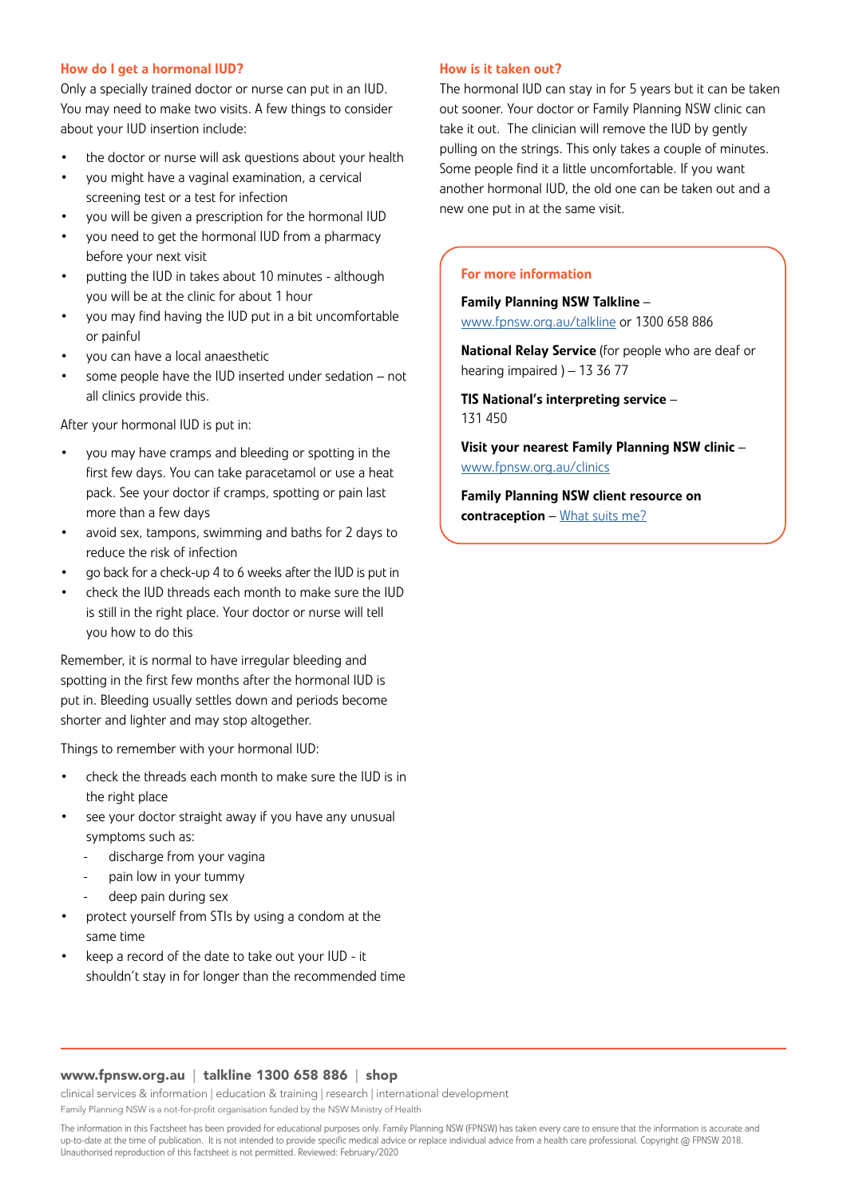### How do I get a hormonal IUD?

Only a specially trained doctor or nurse can put in an IUD. You may need to make two visits. A few things to consider about your IUD insertion include:

- the doctor or nurse will ask questions about your health
- you might have a vaginal examination, a cervical screening test or a test for infection
- you will be given a prescription for the hormonal IUD
- you need to get the hormonal IUD from a pharmacy before your next visit
- putting the IUD in takes about 10 minutes - although you will be at the clinic for about 1 hour
- you may find having the IUD put in a bit uncomfortable or painful
- you can have a local anaesthetic
- some people have the IUD inserted under sedation – not all clinics provide this.

After your hormonal IUD is put in:

- you may have cramps and bleeding or spotting in the first few days. You can take paracetamol or use a heat pack. See your doctor if cramps, spotting or pain last more than a few days
- avoid sex, tampons, swimming and baths for 2 days to reduce the risk of infection
- go back for a check-up 4 to 6 weeks after the IUD is put in
- check the IUD threads each month to make sure the IUD is still in the right place. Your doctor or nurse will tell you how to do this

Remember, it is normal to have irregular bleeding and spotting in the first few months after the hormonal IUD is put in. Bleeding usually settles down and periods become shorter and lighter and may stop altogether.

Things to remember with your hormonal IUD:

- check the threads each month to make sure the IUD is in the right place
- see your doctor straight away if you have any unusual symptoms such as:
  - discharge from your vagina
  - pain low in your tummy
  - deep pain during sex
- protect yourself from STIs by using a condom at the same time
- keep a record of the date to take out your IUD - it shouldn't stay in for longer than the recommended time

### How is it taken out?

The hormonal IUD can stay in for 5 years but it can be taken out sooner. Your doctor or Family Planning NSW clinic can take it out. The clinician will remove the IUD by gently pulling on the strings. This only takes a couple of minutes. Some people find it a little uncomfortable. If you want another hormonal IUD, the old one can be taken out and a new one put in at the same visit.

### For more information

**Family Planning NSW Talkline** – www.fpnsw.org.au/talkline or 1300 658 886

**National Relay Service** (for people who are deaf or hearing impaired ) – 13 36 77

**TIS National's interpreting service** – 131 450

**Visit your nearest Family Planning NSW clinic** – www.fpnsw.org.au/clinics

**Family Planning NSW client resource on contraception** – What suits me?

**www.fpnsw.org.au** | **talkline 1300 658 886** | **shop**

clinical services & information | education & training | research | international development

Family Planning NSW is a not-for-profit organisation funded by the NSW Ministry of Health

The information in this Factsheet has been provided for educational purposes only. Family Planning NSW (FPNSW) has taken every care to ensure that the information is accurate and up-to-date at the time of publication. It is not intended to provide specific medical advice or replace individual advice from a health care professional. Copyright @ FPNSW 2018. Unauthorised reproduction of this factsheet is not permitted. Reviewed: February/2020